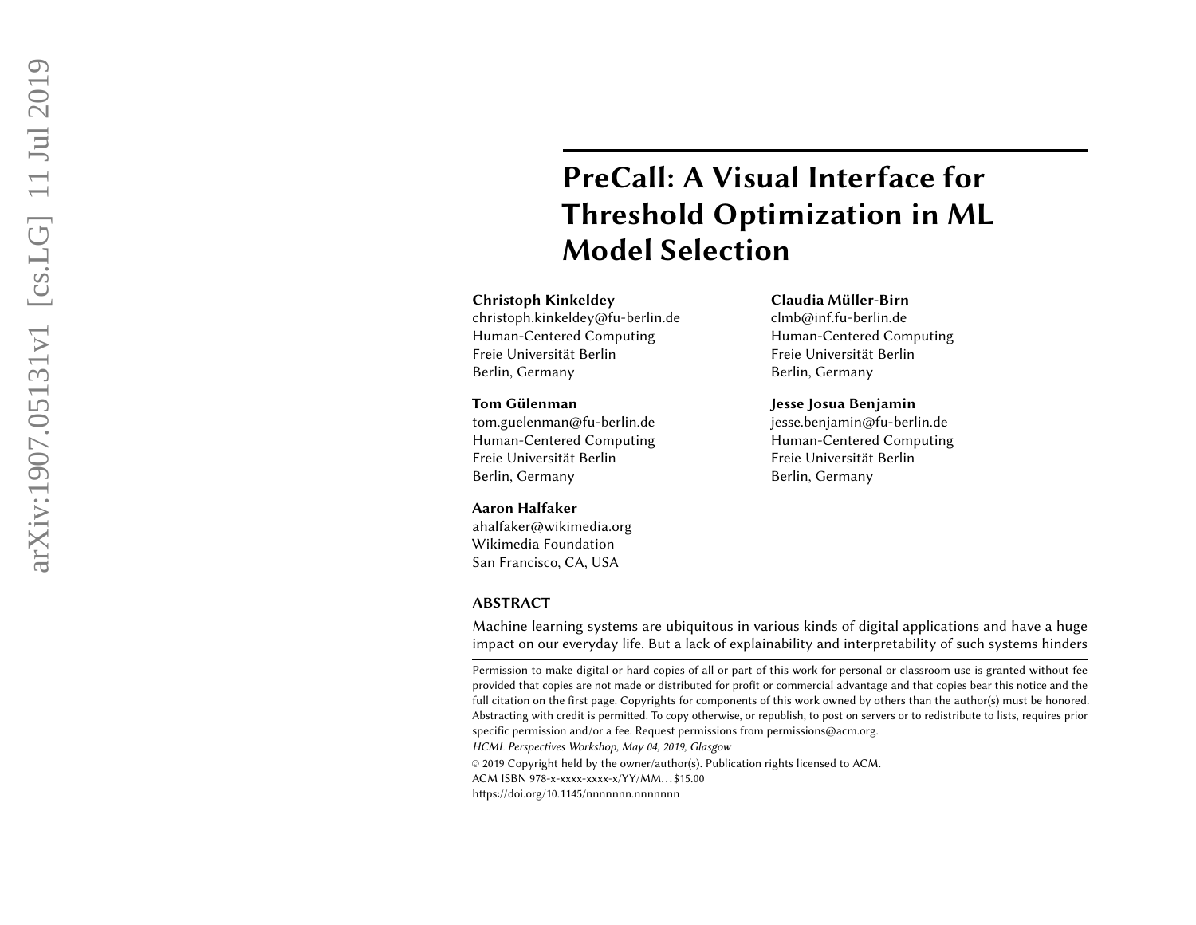# PreCall: A Visual Interface for Threshold Optimization in ML Model Selection

**Christoph Kinkeldey**
christoph.kinkeldey@fu-berlin.de
Human-Centered Computing
Freie Universität Berlin
Berlin, Germany

**Claudia Müller-Birn**
clmb@inf.fu-berlin.de
Human-Centered Computing
Freie Universität Berlin
Berlin, Germany

**Tom Gülenman**
tom.guelenman@fu-berlin.de
Human-Centered Computing
Freie Universität Berlin
Berlin, Germany

**Jesse Josua Benjamin**
jesse.benjamin@fu-berlin.de
Human-Centered Computing
Freie Universität Berlin
Berlin, Germany

**Aaron Halfaker**
ahalfaker@wikimedia.org
Wikimedia Foundation
San Francisco, CA, USA

## ABSTRACT

Machine learning systems are ubiquitous in various kinds of digital applications and have a huge impact on our everyday life. But a lack of explainability and interpretability of such systems hinders

Permission to make digital or hard copies of all or part of this work for personal or classroom use is granted without fee provided that copies are not made or distributed for profit or commercial advantage and that copies bear this notice and the full citation on the first page. Copyrights for components of this work owned by others than the author(s) must be honored. Abstracting with credit is permitted. To copy otherwise, or republish, to post on servers or to redistribute to lists, requires prior specific permission and/or a fee. Request permissions from permissions@acm.org.
*HCML Perspectives Workshop, May 04, 2019, Glasgow*
© 2019 Copyright held by the owner/author(s). Publication rights licensed to ACM.
ACM ISBN 978-x-xxxx-xxxx-x/YY/MM…$15.00
https://doi.org/10.1145/nnnnnnn.nnnnnnn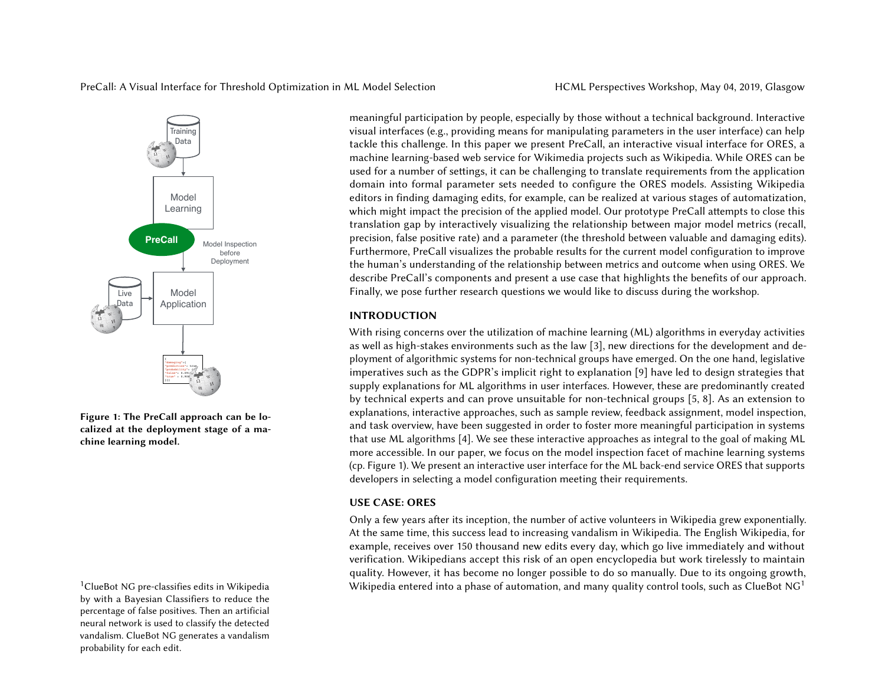meaningful participation by people, especially by those without a technical background. Interactive visual interfaces (e.g., providing means for manipulating parameters in the user interface) can help tackle this challenge. In this paper we present PreCall, an interactive visual interface for ORES, a machine learning-based web service for Wikimedia projects such as Wikipedia. While ORES can be used for a number of settings, it can be challenging to translate requirements from the application domain into formal parameter sets needed to configure the ORES models. Assisting Wikipedia editors in finding damaging edits, for example, can be realized at various stages of automatization, which might impact the precision of the applied model. Our prototype PreCall attempts to close this translation gap by interactively visualizing the relationship between major model metrics (recall, precision, false positive rate) and a parameter (the threshold between valuable and damaging edits). Furthermore, PreCall visualizes the probable results for the current model configuration to improve the human's understanding of the relationship between metrics and outcome when using ORES. We describe PreCall's components and present a use case that highlights the benefits of our approach. Finally, we pose further research questions we would like to discuss during the workshop.

**Figure 1: The PreCall approach can be localized at the deployment stage of a machine learning model.**

## INTRODUCTION

With rising concerns over the utilization of machine learning (ML) algorithms in everyday activities as well as high-stakes environments such as the law [3], new directions for the development and deployment of algorithmic systems for non-technical groups have emerged. On the one hand, legislative imperatives such as the GDPR's implicit right to explanation [9] have led to design strategies that supply explanations for ML algorithms in user interfaces. However, these are predominantly created by technical experts and can prove unsuitable for non-technical groups [5, 8]. As an extension to explanations, interactive approaches, such as sample review, feedback assignment, model inspection, and task overview, have been suggested in order to foster more meaningful participation in systems that use ML algorithms [4]. We see these interactive approaches as integral to the goal of making ML more accessible. In our paper, we focus on the model inspection facet of machine learning systems (cp. Figure 1). We present an interactive user interface for the ML back-end service ORES that supports developers in selecting a model configuration meeting their requirements.

## USE CASE: ORES

Only a few years after its inception, the number of active volunteers in Wikipedia grew exponentially. At the same time, this success lead to increasing vandalism in Wikipedia. The English Wikipedia, for example, receives over 150 thousand new edits every day, which go live immediately and without verification. Wikipedians accept this risk of an open encyclopedia but work tirelessly to maintain quality. However, it has become no longer possible to do so manually. Due to its ongoing growth, Wikipedia entered into a phase of automation, and many quality control tools, such as ClueBot NG[1]

[1] ClueBot NG pre-classifies edits in Wikipedia by with a Bayesian Classifiers to reduce the percentage of false positives. Then an artificial neural network is used to classify the detected vandalism. ClueBot NG generates a vandalism probability for each edit.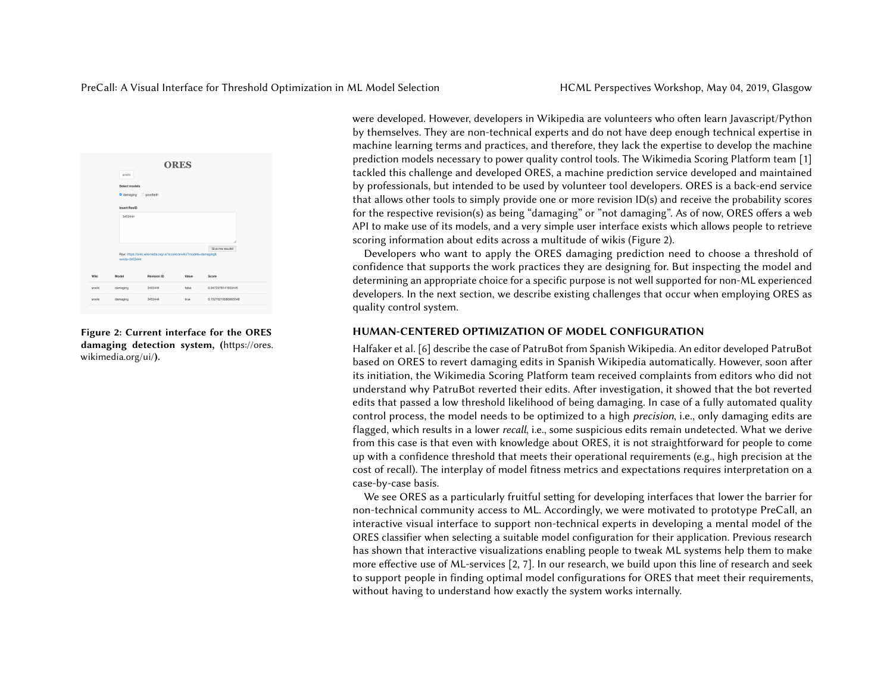were developed. However, developers in Wikipedia are volunteers who often learn Javascript/Python by themselves. They are non-technical experts and do not have deep enough technical expertise in machine learning terms and practices, and therefore, they lack the expertise to develop the machine prediction models necessary to power quality control tools. The Wikimedia Scoring Platform team [1] tackled this challenge and developed ORES, a machine prediction service developed and maintained by professionals, but intended to be used by volunteer tool developers. ORES is a back-end service that allows other tools to simply provide one or more revision ID(s) and receive the probability scores for the respective revision(s) as being "damaging" or "not damaging". As of now, ORES offers a web API to make use of its models, and a very simple user interface exists which allows people to retrieve scoring information about edits across a multitude of wikis (Figure 2).

**Figure 2: Current interface for the ORES damaging detection system, (**https://ores.wikimedia.org/ui/**).**

Developers who want to apply the ORES damaging prediction need to choose a threshold of confidence that supports the work practices they are designing for. But inspecting the model and determining an appropriate choice for a specific purpose is not well supported for non-ML experienced developers. In the next section, we describe existing challenges that occur when employing ORES as quality control system.

## HUMAN-CENTERED OPTIMIZATION OF MODEL CONFIGURATION

Halfaker et al. [6] describe the case of PatruBot from Spanish Wikipedia. An editor developed PatruBot based on ORES to revert damaging edits in Spanish Wikipedia automatically. However, soon after its initiation, the Wikimedia Scoring Platform team received complaints from editors who did not understand why PatruBot reverted their edits. After investigation, it showed that the bot reverted edits that passed a low threshold likelihood of being damaging. In case of a fully automated quality control process, the model needs to be optimized to a high *precision*, i.e., only damaging edits are flagged, which results in a lower *recall*, i.e., some suspicious edits remain undetected. What we derive from this case is that even with knowledge about ORES, it is not straightforward for people to come up with a confidence threshold that meets their operational requirements (e.g., high precision at the cost of recall). The interplay of model fitness metrics and expectations requires interpretation on a case-by-case basis.

We see ORES as a particularly fruitful setting for developing interfaces that lower the barrier for non-technical community access to ML. Accordingly, we were motivated to prototype PreCall, an interactive visual interface to support non-technical experts in developing a mental model of the ORES classifier when selecting a suitable model configuration for their application. Previous research has shown that interactive visualizations enabling people to tweak ML systems help them to make more effective use of ML-services [2, 7]. In our research, we build upon this line of research and seek to support people in finding optimal model configurations for ORES that meet their requirements, without having to understand how exactly the system works internally.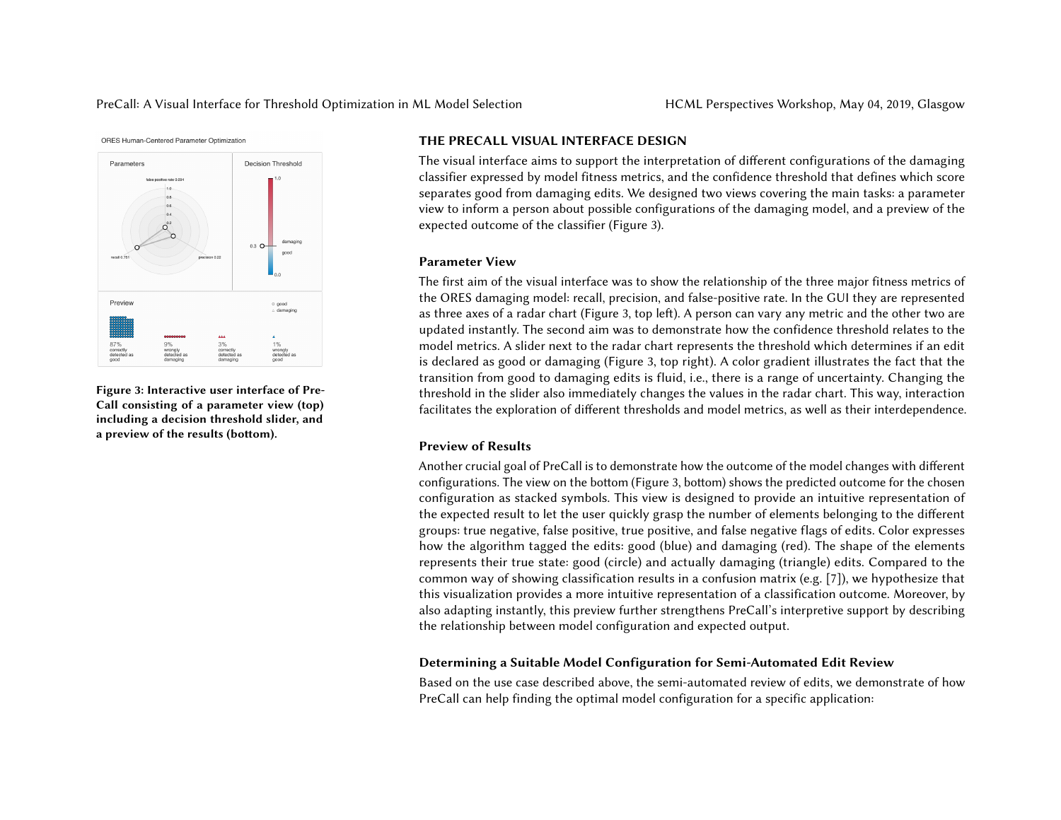Figure 3: Interactive user interface of PreCall consisting of a parameter view (top) including a decision threshold slider, and a preview of the results (bottom).

## THE PRECALL VISUAL INTERFACE DESIGN

The visual interface aims to support the interpretation of different configurations of the damaging classifier expressed by model fitness metrics, and the confidence threshold that defines which score separates good from damaging edits. We designed two views covering the main tasks: a parameter view to inform a person about possible configurations of the damaging model, and a preview of the expected outcome of the classifier (Figure 3).

### Parameter View

The first aim of the visual interface was to show the relationship of the three major fitness metrics of the ORES damaging model: recall, precision, and false-positive rate. In the GUI they are represented as three axes of a radar chart (Figure 3, top left). A person can vary any metric and the other two are updated instantly. The second aim was to demonstrate how the confidence threshold relates to the model metrics. A slider next to the radar chart represents the threshold which determines if an edit is declared as good or damaging (Figure 3, top right). A color gradient illustrates the fact that the transition from good to damaging edits is fluid, i.e., there is a range of uncertainty. Changing the threshold in the slider also immediately changes the values in the radar chart. This way, interaction facilitates the exploration of different thresholds and model metrics, as well as their interdependence.

### Preview of Results

Another crucial goal of PreCall is to demonstrate how the outcome of the model changes with different configurations. The view on the bottom (Figure 3, bottom) shows the predicted outcome for the chosen configuration as stacked symbols. This view is designed to provide an intuitive representation of the expected result to let the user quickly grasp the number of elements belonging to the different groups: true negative, false positive, true positive, and false negative flags of edits. Color expresses how the algorithm tagged the edits: good (blue) and damaging (red). The shape of the elements represents their true state: good (circle) and actually damaging (triangle) edits. Compared to the common way of showing classification results in a confusion matrix (e.g. [7]), we hypothesize that this visualization provides a more intuitive representation of a classification outcome. Moreover, by also adapting instantly, this preview further strengthens PreCall's interpretive support by describing the relationship between model configuration and expected output.

### Determining a Suitable Model Configuration for Semi-Automated Edit Review

Based on the use case described above, the semi-automated review of edits, we demonstrate of how PreCall can help finding the optimal model configuration for a specific application: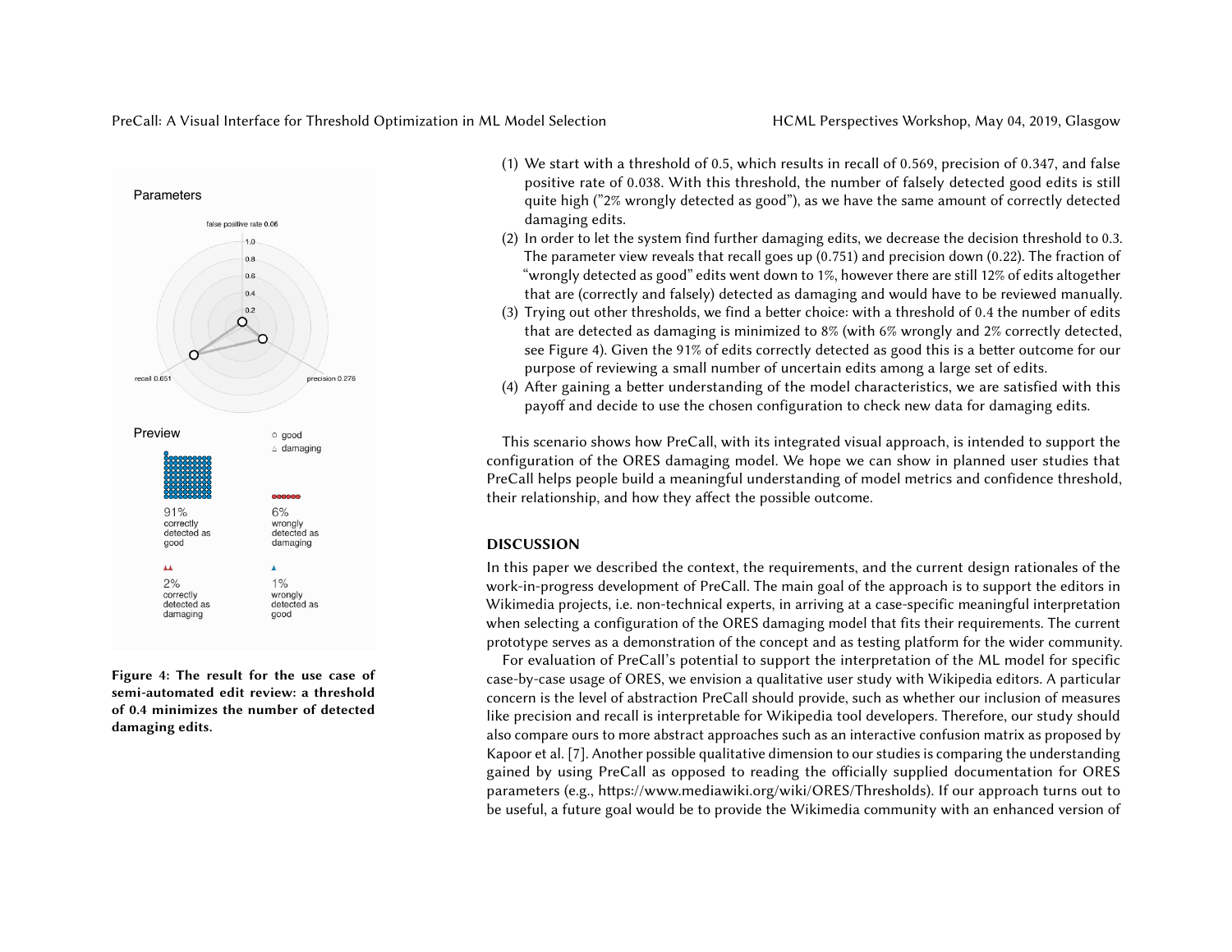Figure 4: The result for the use case of semi-automated edit review: a threshold of 0.4 minimizes the number of detected damaging edits.

(1) We start with a threshold of 0.5, which results in recall of 0.569, precision of 0.347, and false positive rate of 0.038. With this threshold, the number of falsely detected good edits is still quite high ("2% wrongly detected as good"), as we have the same amount of correctly detected damaging edits.
(2) In order to let the system find further damaging edits, we decrease the decision threshold to 0.3. The parameter view reveals that recall goes up (0.751) and precision down (0.22). The fraction of "wrongly detected as good" edits went down to 1%, however there are still 12% of edits altogether that are (correctly and falsely) detected as damaging and would have to be reviewed manually.
(3) Trying out other thresholds, we find a better choice: with a threshold of 0.4 the number of edits that are detected as damaging is minimized to 8% (with 6% wrongly and 2% correctly detected, see Figure 4). Given the 91% of edits correctly detected as good this is a better outcome for our purpose of reviewing a small number of uncertain edits among a large set of edits.
(4) After gaining a better understanding of the model characteristics, we are satisfied with this payoff and decide to use the chosen configuration to check new data for damaging edits.

This scenario shows how PreCall, with its integrated visual approach, is intended to support the configuration of the ORES damaging model. We hope we can show in planned user studies that PreCall helps people build a meaningful understanding of model metrics and confidence threshold, their relationship, and how they affect the possible outcome.

## DISCUSSION

In this paper we described the context, the requirements, and the current design rationales of the work-in-progress development of PreCall. The main goal of the approach is to support the editors in Wikimedia projects, i.e. non-technical experts, in arriving at a case-specific meaningful interpretation when selecting a configuration of the ORES damaging model that fits their requirements. The current prototype serves as a demonstration of the concept and as testing platform for the wider community.

For evaluation of PreCall's potential to support the interpretation of the ML model for specific case-by-case usage of ORES, we envision a qualitative user study with Wikipedia editors. A particular concern is the level of abstraction PreCall should provide, such as whether our inclusion of measures like precision and recall is interpretable for Wikipedia tool developers. Therefore, our study should also compare ours to more abstract approaches such as an interactive confusion matrix as proposed by Kapoor et al. [7]. Another possible qualitative dimension to our studies is comparing the understanding gained by using PreCall as opposed to reading the officially supplied documentation for ORES parameters (e.g., https://www.mediawiki.org/wiki/ORES/Thresholds). If our approach turns out to be useful, a future goal would be to provide the Wikimedia community with an enhanced version of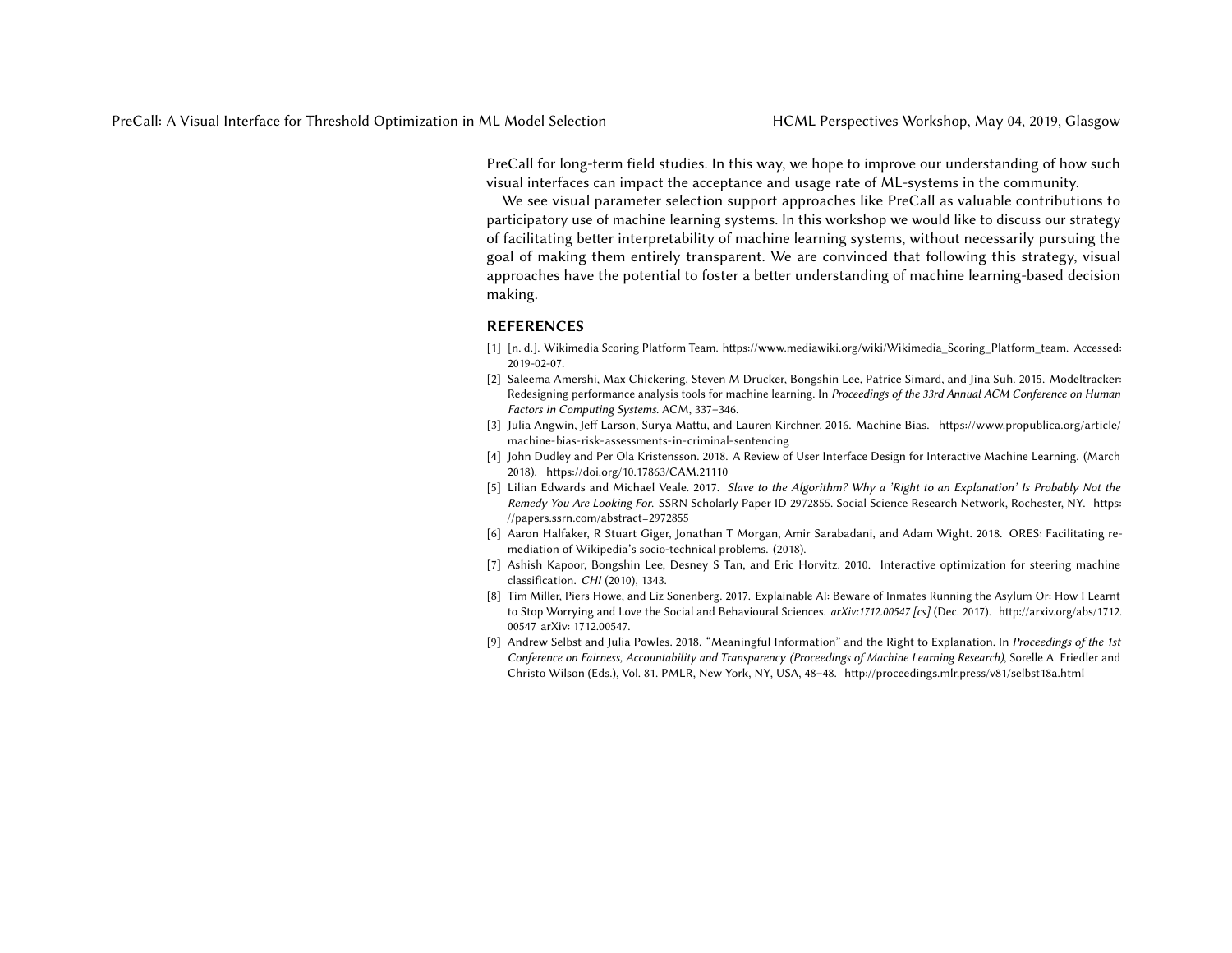PreCall for long-term field studies. In this way, we hope to improve our understanding of how such visual interfaces can impact the acceptance and usage rate of ML-systems in the community.

We see visual parameter selection support approaches like PreCall as valuable contributions to participatory use of machine learning systems. In this workshop we would like to discuss our strategy of facilitating better interpretability of machine learning systems, without necessarily pursuing the goal of making them entirely transparent. We are convinced that following this strategy, visual approaches have the potential to foster a better understanding of machine learning-based decision making.

## REFERENCES

[1] [n. d.]. Wikimedia Scoring Platform Team. https://www.mediawiki.org/wiki/Wikimedia_Scoring_Platform_team. Accessed: 2019-02-07.

[2] Saleema Amershi, Max Chickering, Steven M Drucker, Bongshin Lee, Patrice Simard, and Jina Suh. 2015. Modeltracker: Redesigning performance analysis tools for machine learning. In *Proceedings of the 33rd Annual ACM Conference on Human Factors in Computing Systems*. ACM, 337–346.

[3] Julia Angwin, Jeff Larson, Surya Mattu, and Lauren Kirchner. 2016. Machine Bias. https://www.propublica.org/article/machine-bias-risk-assessments-in-criminal-sentencing

[4] John Dudley and Per Ola Kristensson. 2018. A Review of User Interface Design for Interactive Machine Learning. (March 2018). https://doi.org/10.17863/CAM.21110

[5] Lilian Edwards and Michael Veale. 2017. *Slave to the Algorithm? Why a 'Right to an Explanation' Is Probably Not the Remedy You Are Looking For.* SSRN Scholarly Paper ID 2972855. Social Science Research Network, Rochester, NY. https://papers.ssrn.com/abstract=2972855

[6] Aaron Halfaker, R Stuart Giger, Jonathan T Morgan, Amir Sarabadani, and Adam Wight. 2018. ORES: Facilitating re-mediation of Wikipedia's socio-technical problems. (2018).

[7] Ashish Kapoor, Bongshin Lee, Desney S Tan, and Eric Horvitz. 2010. Interactive optimization for steering machine classification. *CHI* (2010), 1343.

[8] Tim Miller, Piers Howe, and Liz Sonenberg. 2017. Explainable AI: Beware of Inmates Running the Asylum Or: How I Learnt to Stop Worrying and Love the Social and Behavioural Sciences. *arXiv:1712.00547 [cs]* (Dec. 2017). http://arxiv.org/abs/1712.00547 arXiv: 1712.00547.

[9] Andrew Selbst and Julia Powles. 2018. "Meaningful Information" and the Right to Explanation. In *Proceedings of the 1st Conference on Fairness, Accountability and Transparency (Proceedings of Machine Learning Research)*, Sorelle A. Friedler and Christo Wilson (Eds.), Vol. 81. PMLR, New York, NY, USA, 48–48. http://proceedings.mlr.press/v81/selbst18a.html